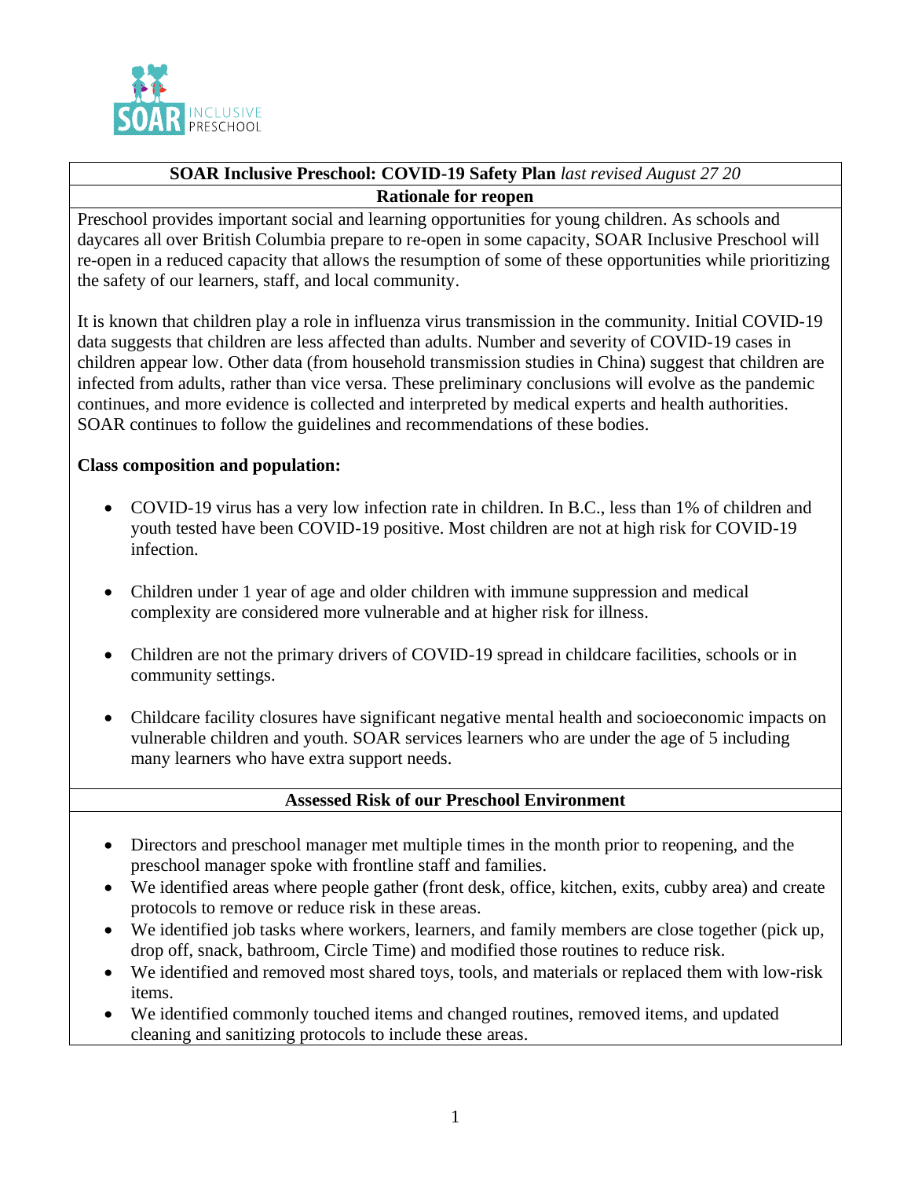SOAR INCLUSIVE PRESCHOOL

## SOAR Inclusive Preschool: COVID-19 Safety Plan *last revised August 27 20*

### Rationale for reopen

Preschool provides important social and learning opportunities for young children. As schools and daycares all over British Columbia prepare to re-open in some capacity, SOAR Inclusive Preschool will re-open in a reduced capacity that allows the resumption of some of these opportunities while prioritizing the safety of our learners, staff, and local community.

It is known that children play a role in influenza virus transmission in the community. Initial COVID-19 data suggests that children are less affected than adults. Number and severity of COVID-19 cases in children appear low. Other data (from household transmission studies in China) suggest that children are infected from adults, rather than vice versa. These preliminary conclusions will evolve as the pandemic continues, and more evidence is collected and interpreted by medical experts and health authorities. SOAR continues to follow the guidelines and recommendations of these bodies.

**Class composition and population:**

- COVID-19 virus has a very low infection rate in children. In B.C., less than 1% of children and youth tested have been COVID-19 positive. Most children are not at high risk for COVID-19 infection.
- Children under 1 year of age and older children with immune suppression and medical complexity are considered more vulnerable and at higher risk for illness.
- Children are not the primary drivers of COVID-19 spread in childcare facilities, schools or in community settings.
- Childcare facility closures have significant negative mental health and socioeconomic impacts on vulnerable children and youth. SOAR services learners who are under the age of 5 including many learners who have extra support needs.

### Assessed Risk of our Preschool Environment

- Directors and preschool manager met multiple times in the month prior to reopening, and the preschool manager spoke with frontline staff and families.
- We identified areas where people gather (front desk, office, kitchen, exits, cubby area) and create protocols to remove or reduce risk in these areas.
- We identified job tasks where workers, learners, and family members are close together (pick up, drop off, snack, bathroom, Circle Time) and modified those routines to reduce risk.
- We identified and removed most shared toys, tools, and materials or replaced them with low-risk items.
- We identified commonly touched items and changed routines, removed items, and updated cleaning and sanitizing protocols to include these areas.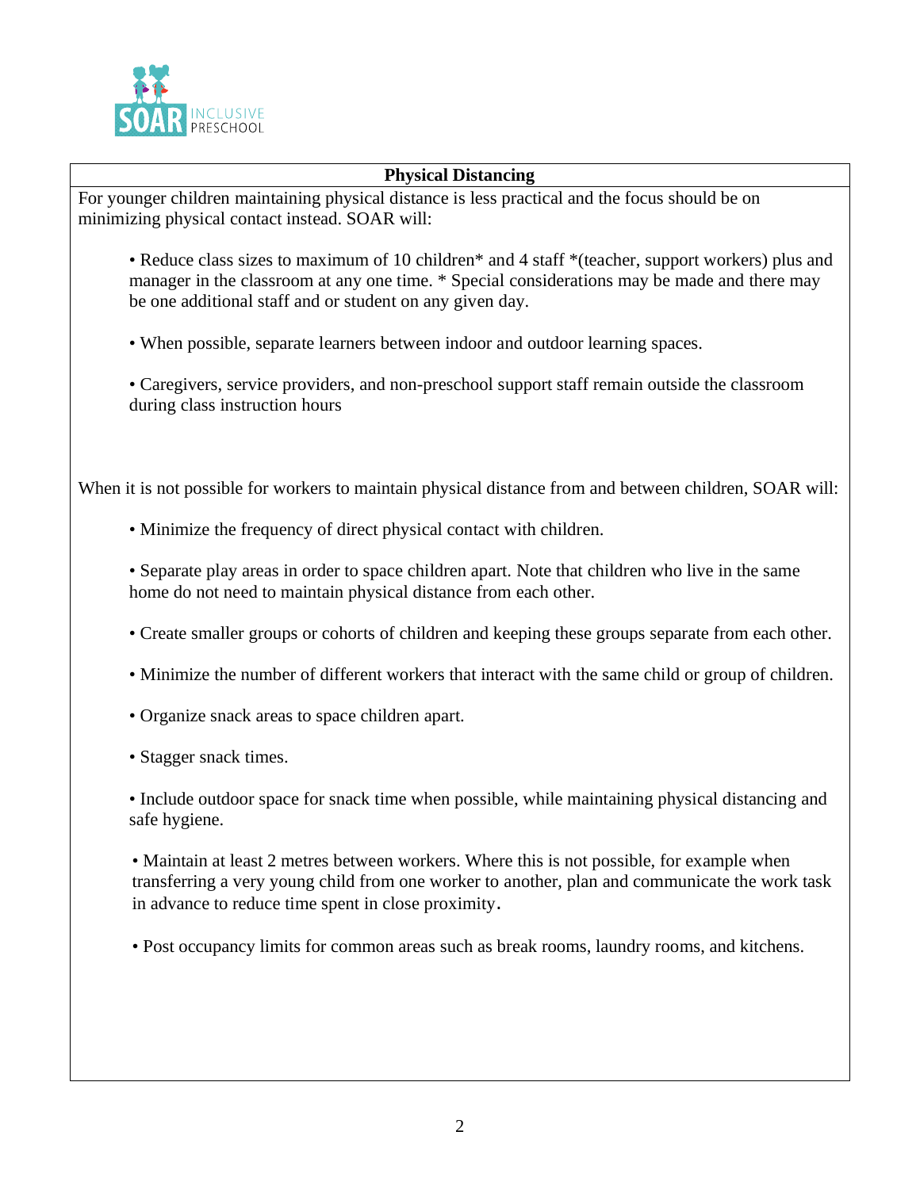## Physical Distancing

For younger children maintaining physical distance is less practical and the focus should be on minimizing physical contact instead. SOAR will:

- Reduce class sizes to maximum of 10 children* and 4 staff *(teacher, support workers) plus and manager in the classroom at any one time. * Special considerations may be made and there may be one additional staff and or student on any given day.
- When possible, separate learners between indoor and outdoor learning spaces.
- Caregivers, service providers, and non-preschool support staff remain outside the classroom during class instruction hours

When it is not possible for workers to maintain physical distance from and between children, SOAR will:

- Minimize the frequency of direct physical contact with children.
- Separate play areas in order to space children apart. Note that children who live in the same home do not need to maintain physical distance from each other.
- Create smaller groups or cohorts of children and keeping these groups separate from each other.
- Minimize the number of different workers that interact with the same child or group of children.
- Organize snack areas to space children apart.
- Stagger snack times.
- Include outdoor space for snack time when possible, while maintaining physical distancing and safe hygiene.
- Maintain at least 2 metres between workers. Where this is not possible, for example when transferring a very young child from one worker to another, plan and communicate the work task in advance to reduce time spent in close proximity.
- Post occupancy limits for common areas such as break rooms, laundry rooms, and kitchens.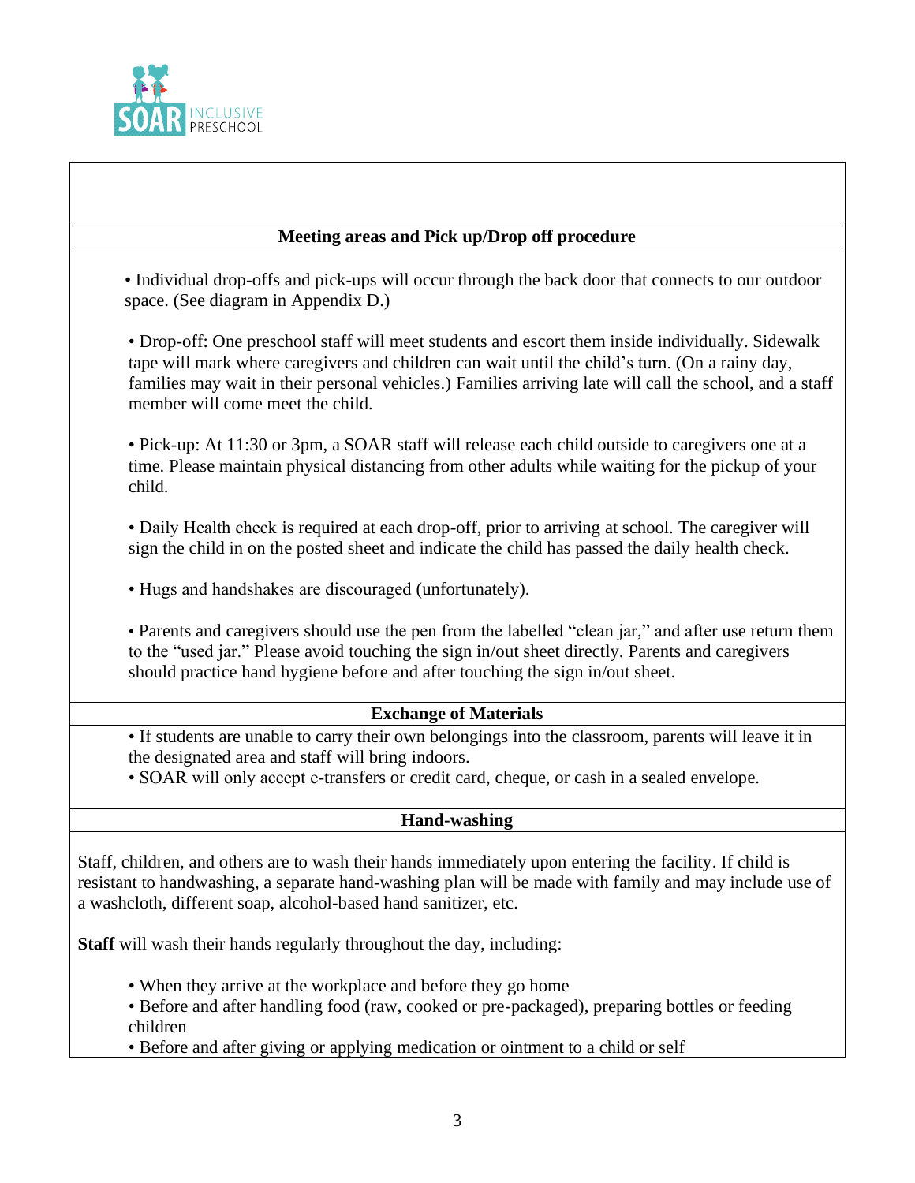## Meeting areas and Pick up/Drop off procedure

- Individual drop-offs and pick-ups will occur through the back door that connects to our outdoor space. (See diagram in Appendix D.)

- Drop-off: One preschool staff will meet students and escort them inside individually. Sidewalk tape will mark where caregivers and children can wait until the child's turn. (On a rainy day, families may wait in their personal vehicles.) Families arriving late will call the school, and a staff member will come meet the child.

- Pick-up: At 11:30 or 3pm, a SOAR staff will release each child outside to caregivers one at a time. Please maintain physical distancing from other adults while waiting for the pickup of your child.

- Daily Health check is required at each drop-off, prior to arriving at school. The caregiver will sign the child in on the posted sheet and indicate the child has passed the daily health check.

- Hugs and handshakes are discouraged (unfortunately).

- Parents and caregivers should use the pen from the labelled "clean jar," and after use return them to the "used jar." Please avoid touching the sign in/out sheet directly. Parents and caregivers should practice hand hygiene before and after touching the sign in/out sheet.

## Exchange of Materials

- If students are unable to carry their own belongings into the classroom, parents will leave it in the designated area and staff will bring indoors.
- SOAR will only accept e-transfers or credit card, cheque, or cash in a sealed envelope.

## Hand-washing

Staff, children, and others are to wash their hands immediately upon entering the facility. If child is resistant to handwashing, a separate hand-washing plan will be made with family and may include use of a washcloth, different soap, alcohol-based hand sanitizer, etc.

**Staff** will wash their hands regularly throughout the day, including:

- When they arrive at the workplace and before they go home
- Before and after handling food (raw, cooked or pre-packaged), preparing bottles or feeding children
- Before and after giving or applying medication or ointment to a child or self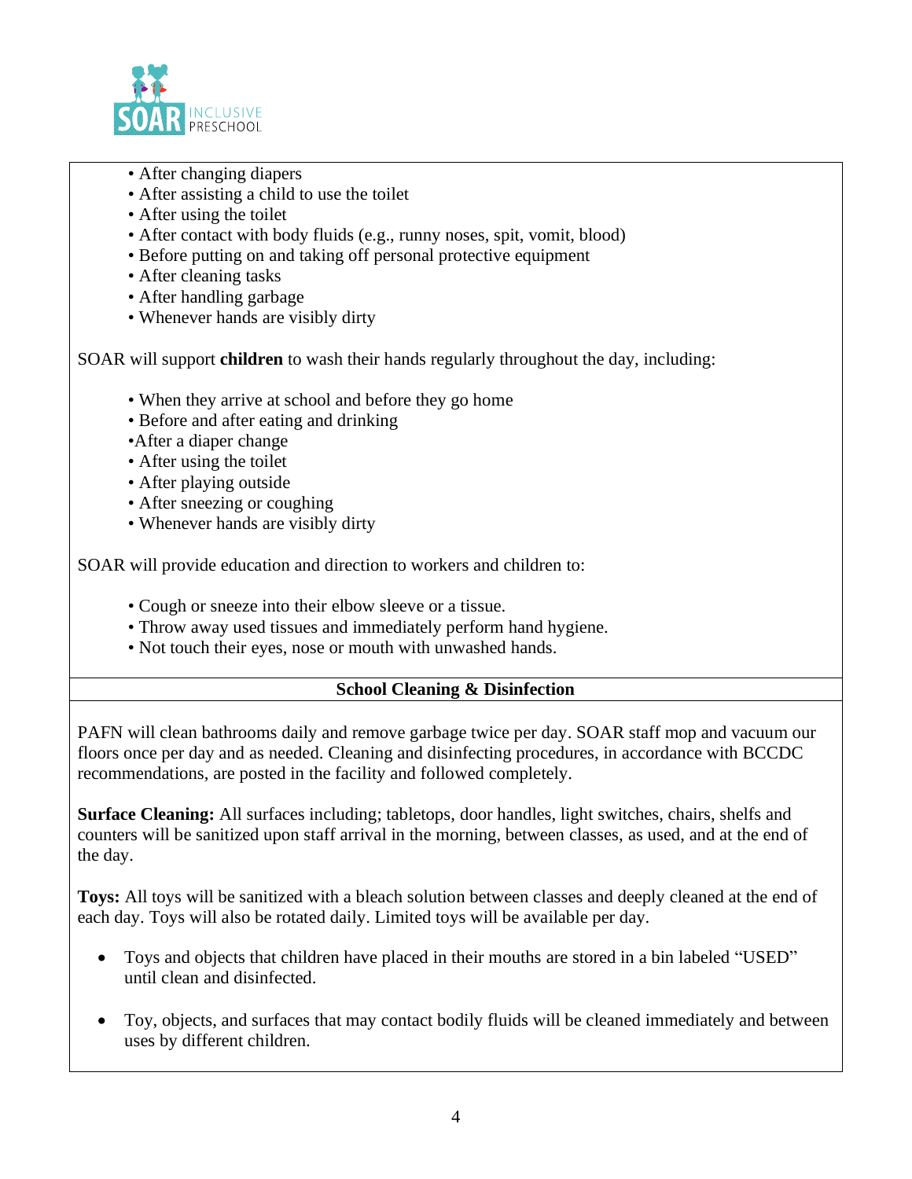- After changing diapers
- After assisting a child to use the toilet
- After using the toilet
- After contact with body fluids (e.g., runny noses, spit, vomit, blood)
- Before putting on and taking off personal protective equipment
- After cleaning tasks
- After handling garbage
- Whenever hands are visibly dirty

SOAR will support **children** to wash their hands regularly throughout the day, including:

- When they arrive at school and before they go home
- Before and after eating and drinking
- After a diaper change
- After using the toilet
- After playing outside
- After sneezing or coughing
- Whenever hands are visibly dirty

SOAR will provide education and direction to workers and children to:

- Cough or sneeze into their elbow sleeve or a tissue.
- Throw away used tissues and immediately perform hand hygiene.
- Not touch their eyes, nose or mouth with unwashed hands.

## School Cleaning & Disinfection

PAFN will clean bathrooms daily and remove garbage twice per day. SOAR staff mop and vacuum our floors once per day and as needed. Cleaning and disinfecting procedures, in accordance with BCCDC recommendations, are posted in the facility and followed completely.

**Surface Cleaning:** All surfaces including; tabletops, door handles, light switches, chairs, shelfs and counters will be sanitized upon staff arrival in the morning, between classes, as used, and at the end of the day.

**Toys:** All toys will be sanitized with a bleach solution between classes and deeply cleaned at the end of each day. Toys will also be rotated daily. Limited toys will be available per day.

- Toys and objects that children have placed in their mouths are stored in a bin labeled "USED" until clean and disinfected.
- Toy, objects, and surfaces that may contact bodily fluids will be cleaned immediately and between uses by different children.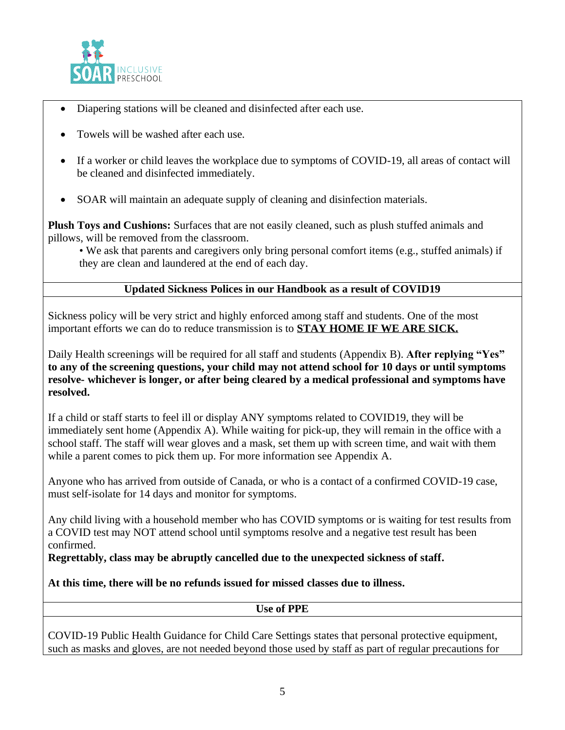- Diapering stations will be cleaned and disinfected after each use.
- Towels will be washed after each use.
- If a worker or child leaves the workplace due to symptoms of COVID-19, all areas of contact will be cleaned and disinfected immediately.
- SOAR will maintain an adequate supply of cleaning and disinfection materials.

**Plush Toys and Cushions:** Surfaces that are not easily cleaned, such as plush stuffed animals and pillows, will be removed from the classroom.

• We ask that parents and caregivers only bring personal comfort items (e.g., stuffed animals) if they are clean and laundered at the end of each day.

## Updated Sickness Polices in our Handbook as a result of COVID19

Sickness policy will be very strict and highly enforced among staff and students. One of the most important efforts we can do to reduce transmission is to **STAY HOME IF WE ARE SICK.**

Daily Health screenings will be required for all staff and students (Appendix B). **After replying "Yes" to any of the screening questions, your child may not attend school for 10 days or until symptoms resolve- whichever is longer, or after being cleared by a medical professional and symptoms have resolved.**

If a child or staff starts to feel ill or display ANY symptoms related to COVID19, they will be immediately sent home (Appendix A). While waiting for pick-up, they will remain in the office with a school staff. The staff will wear gloves and a mask, set them up with screen time, and wait with them while a parent comes to pick them up. For more information see Appendix A.

Anyone who has arrived from outside of Canada, or who is a contact of a confirmed COVID-19 case, must self-isolate for 14 days and monitor for symptoms.

Any child living with a household member who has COVID symptoms or is waiting for test results from a COVID test may NOT attend school until symptoms resolve and a negative test result has been confirmed.

**Regrettably, class may be abruptly cancelled due to the unexpected sickness of staff.**

**At this time, there will be no refunds issued for missed classes due to illness.**

## Use of PPE

COVID-19 Public Health Guidance for Child Care Settings states that personal protective equipment, such as masks and gloves, are not needed beyond those used by staff as part of regular precautions for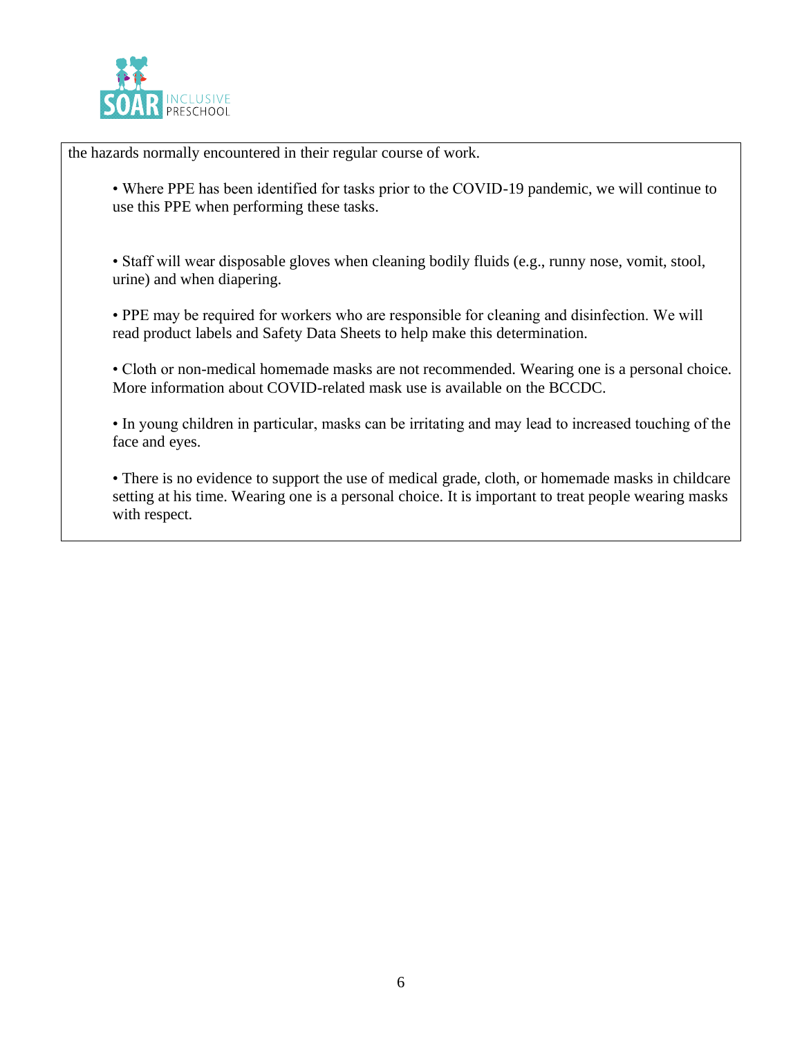the hazards normally encountered in their regular course of work.

- Where PPE has been identified for tasks prior to the COVID-19 pandemic, we will continue to use this PPE when performing these tasks.

- Staff will wear disposable gloves when cleaning bodily fluids (e.g., runny nose, vomit, stool, urine) and when diapering.

- PPE may be required for workers who are responsible for cleaning and disinfection. We will read product labels and Safety Data Sheets to help make this determination.

- Cloth or non-medical homemade masks are not recommended. Wearing one is a personal choice. More information about COVID-related mask use is available on the BCCDC.

- In young children in particular, masks can be irritating and may lead to increased touching of the face and eyes.

- There is no evidence to support the use of medical grade, cloth, or homemade masks in childcare setting at his time. Wearing one is a personal choice. It is important to treat people wearing masks with respect.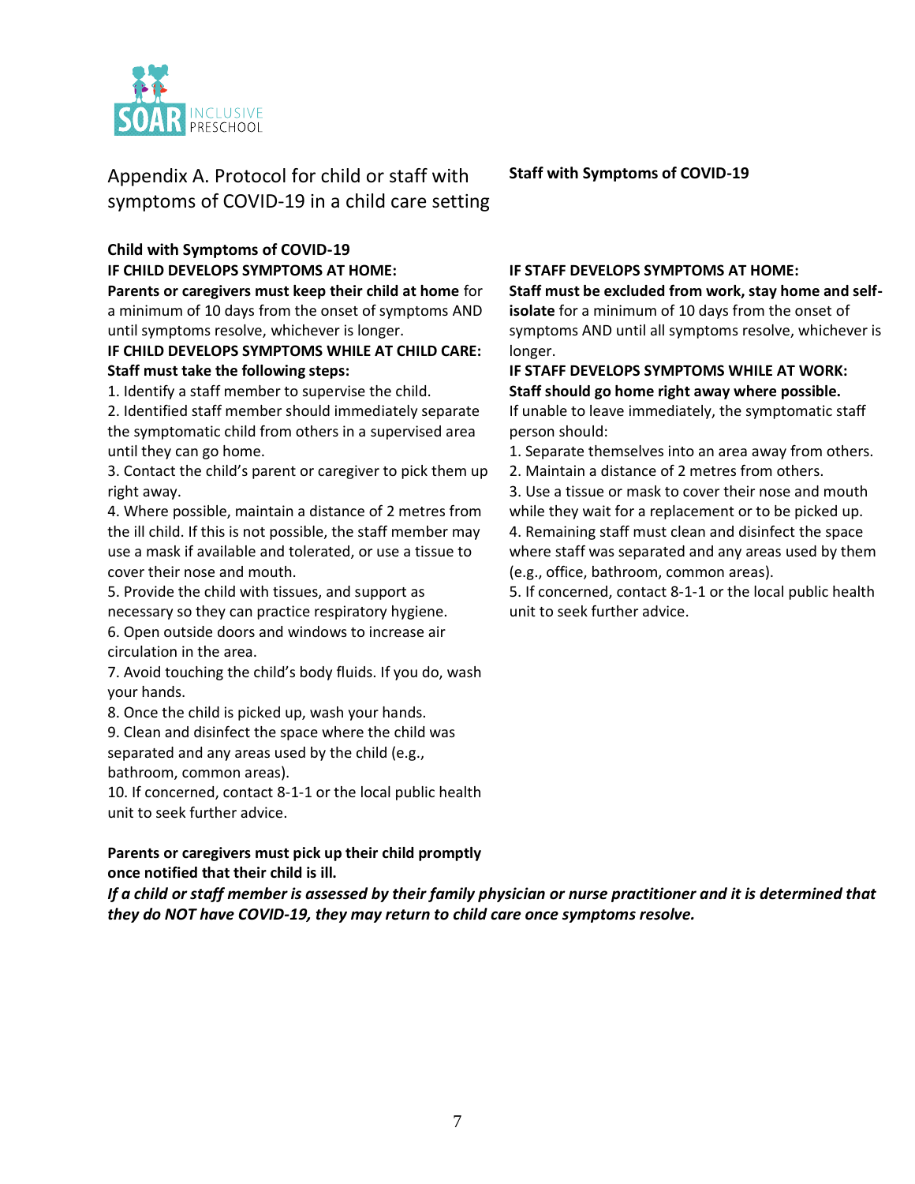# Appendix A. Protocol for child or staff with symptoms of COVID-19 in a child care setting

## Child with Symptoms of COVID-19

**IF CHILD DEVELOPS SYMPTOMS AT HOME:**

**Parents or caregivers must keep their child at home** for a minimum of 10 days from the onset of symptoms AND until symptoms resolve, whichever is longer.

**IF CHILD DEVELOPS SYMPTOMS WHILE AT CHILD CARE: Staff must take the following steps:**

1. Identify a staff member to supervise the child.
2. Identified staff member should immediately separate the symptomatic child from others in a supervised area until they can go home.
3. Contact the child's parent or caregiver to pick them up right away.
4. Where possible, maintain a distance of 2 metres from the ill child. If this is not possible, the staff member may use a mask if available and tolerated, or use a tissue to cover their nose and mouth.
5. Provide the child with tissues, and support as necessary so they can practice respiratory hygiene.
6. Open outside doors and windows to increase air circulation in the area.
7. Avoid touching the child's body fluids. If you do, wash your hands.
8. Once the child is picked up, wash your hands.
9. Clean and disinfect the space where the child was separated and any areas used by the child (e.g., bathroom, common areas).
10. If concerned, contact 8-1-1 or the local public health unit to seek further advice.

**Parents or caregivers must pick up their child promptly once notified that their child is ill.**

## Staff with Symptoms of COVID-19

**IF STAFF DEVELOPS SYMPTOMS AT HOME:**

**Staff must be excluded from work, stay home and self-isolate** for a minimum of 10 days from the onset of symptoms AND until all symptoms resolve, whichever is longer.

**IF STAFF DEVELOPS SYMPTOMS WHILE AT WORK:**

**Staff should go home right away where possible.** If unable to leave immediately, the symptomatic staff person should:

1. Separate themselves into an area away from others.
2. Maintain a distance of 2 metres from others.
3. Use a tissue or mask to cover their nose and mouth while they wait for a replacement or to be picked up.
4. Remaining staff must clean and disinfect the space where staff was separated and any areas used by them (e.g., office, bathroom, common areas).
5. If concerned, contact 8-1-1 or the local public health unit to seek further advice.

***If a child or staff member is assessed by their family physician or nurse practitioner and it is determined that they do NOT have COVID-19, they may return to child care once symptoms resolve.***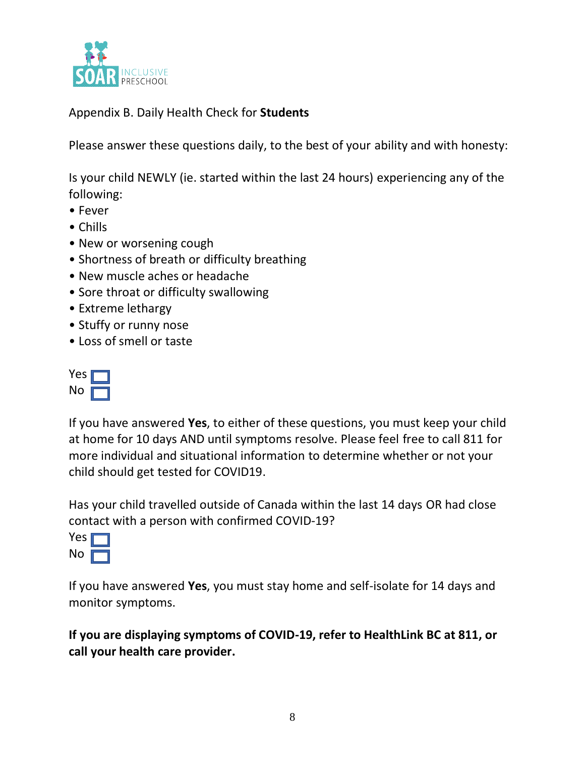Appendix B. Daily Health Check for **Students**

Please answer these questions daily, to the best of your ability and with honesty:

Is your child NEWLY (ie. started within the last 24 hours) experiencing any of the following:

- Fever
- Chills
- New or worsening cough
- Shortness of breath or difficulty breathing
- New muscle aches or headache
- Sore throat or difficulty swallowing
- Extreme lethargy
- Stuffy or runny nose
- Loss of smell or taste

Yes ☐
No ☐

If you have answered **Yes**, to either of these questions, you must keep your child at home for 10 days AND until symptoms resolve. Please feel free to call 811 for more individual and situational information to determine whether or not your child should get tested for COVID19.

Has your child travelled outside of Canada within the last 14 days OR had close contact with a person with confirmed COVID-19?

Yes ☐
No ☐

If you have answered **Yes**, you must stay home and self-isolate for 14 days and monitor symptoms.

**If you are displaying symptoms of COVID-19, refer to HealthLink BC at 811, or call your health care provider.**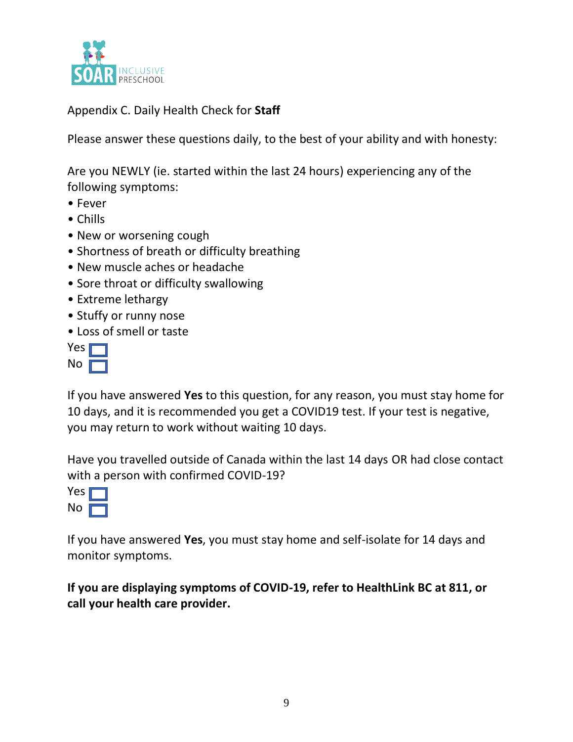Appendix C. Daily Health Check for **Staff**

Please answer these questions daily, to the best of your ability and with honesty:

Are you NEWLY (ie. started within the last 24 hours) experiencing any of the following symptoms:

- Fever
- Chills
- New or worsening cough
- Shortness of breath or difficulty breathing
- New muscle aches or headache
- Sore throat or difficulty swallowing
- Extreme lethargy
- Stuffy or runny nose
- Loss of smell or taste

Yes ☐
No ☐

If you have answered **Yes** to this question, for any reason, you must stay home for 10 days, and it is recommended you get a COVID19 test. If your test is negative, you may return to work without waiting 10 days.

Have you travelled outside of Canada within the last 14 days OR had close contact with a person with confirmed COVID-19?

Yes ☐
No ☐

If you have answered **Yes**, you must stay home and self-isolate for 14 days and monitor symptoms.

**If you are displaying symptoms of COVID-19, refer to HealthLink BC at 811, or call your health care provider.**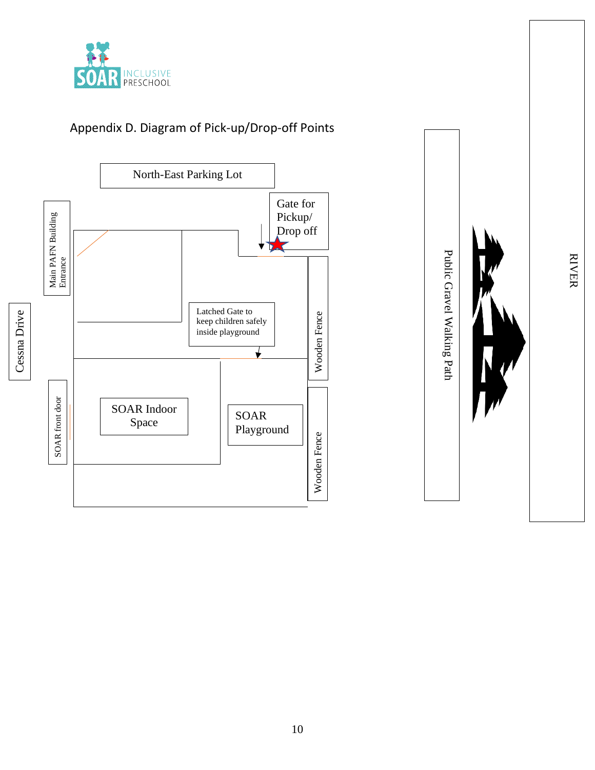SOAR INCLUSIVE PRESCHOOL

## Appendix D. Diagram of Pick-up/Drop-off Points

North-East Parking Lot

Gate for Pickup/ Drop off

Main PAFN Building Entrance

Cessna Drive

Latched Gate to keep children safely inside playground

Wooden Fence

SOAR front door

SOAR Indoor Space

SOAR Playground

Wooden Fence

Public Gravel Walking Path

RIVER